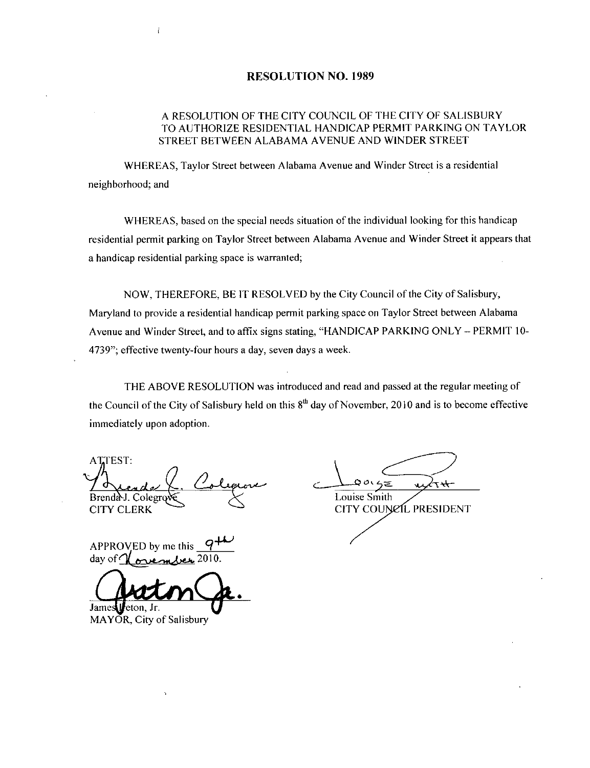# RESOLUTION NO. 1989

A RESOLUTION OF THE CITY COUNCIL OF THE CITY OF SALISBURY TO AUTHORIZE RESIDENTIAL HANDICAP PERMIT PARKING ON TAYLOR STREET BETWEEN ALABAMA AVENUE AND WINDER STREET

WHEREAS, Taylor Street between Alabama Avenue and Winder Street is a residential neighborhood; and

WHEREAS, based on the special needs situation of the individual looking for this handicap residential permit parking on Taylor Street between Alabama Avenue and Winder Street it appears that a handicap residential parking space is warranted;

NOW, THEREFORE, BE IT RESOLVED by the City Council of the City of Salisbury, Maryland to provide a residential handicap permit parking space on Taylor Street between Alabama Avenue and Winder Street, and to affix signs stating, "HANDICAP PARKING ONLY – PERMIT 10-4739"; effective twenty-four hours a day, seven days a week.

THE ABOVE RESOLUTION was introduced and read and passed at the regular meeting of the Council of the City of Salisbury held on this 8th day of November, 2010 and is to become effective immediately upon adoption.

ATTEST:

Brenda J. Colegrove
CITY CLERK

Louise Smith
CITY COUNCIL PRESIDENT

APPROVED by me this 9th day of November 2010.

James Ireton, Jr.
MAYOR, City of Salisbury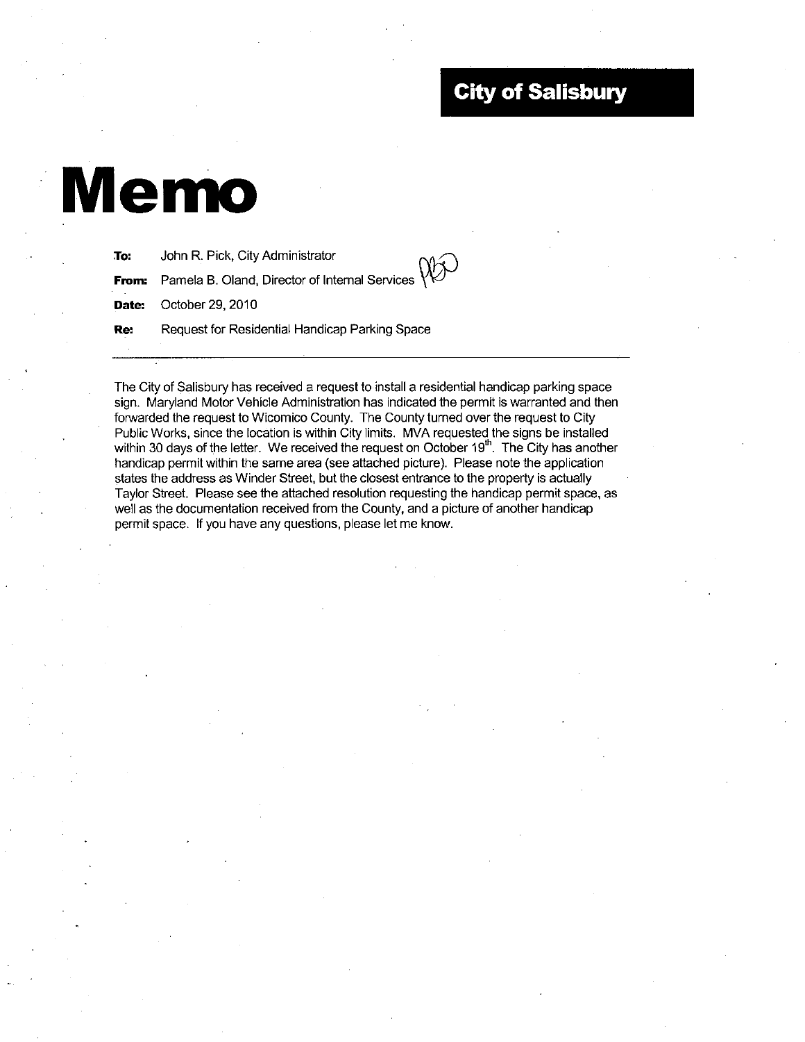**City of Salisbury**

# Memo

**To:** John R. Pick, City Administrator

**From:** Pamela B. Oland, Director of Internal Services

**Date:** October 29, 2010

**Re:** Request for Residential Handicap Parking Space

---

The City of Salisbury has received a request to install a residential handicap parking space sign. Maryland Motor Vehicle Administration has indicated the permit is warranted and then forwarded the request to Wicomico County. The County turned over the request to City Public Works, since the location is within City limits. MVA requested the signs be installed within 30 days of the letter. We received the request on October 19th. The City has another handicap permit within the same area (see attached picture). Please note the application states the address as Winder Street, but the closest entrance to the property is actually Taylor Street. Please see the attached resolution requesting the handicap permit space, as well as the documentation received from the County, and a picture of another handicap permit space. If you have any questions, please let me know.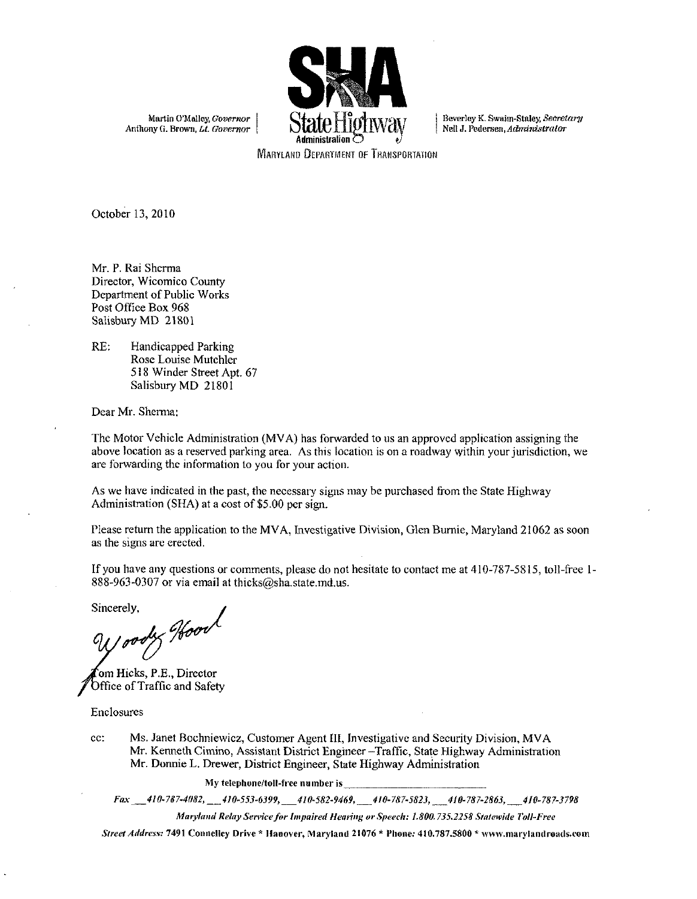Martin O'Malley, *Governor*
Anthony G. Brown, *Lt. Governor*

**SHA**
State Highway Administration

Beverley K. Swaim-Staley, *Secretary*
Neil J. Pedersen, *Administrator*

MARYLAND DEPARTMENT OF TRANSPORTATION

October 13, 2010

Mr. P. Rai Sherma
Director, Wicomico County
Department of Public Works
Post Office Box 968
Salisbury MD 21801

RE: Handicapped Parking
Rose Louise Mutchler
518 Winder Street Apt. 67
Salisbury MD 21801

Dear Mr. Sherma:

The Motor Vehicle Administration (MVA) has forwarded to us an approved application assigning the above location as a reserved parking area. As this location is on a roadway within your jurisdiction, we are forwarding the information to you for your action.

As we have indicated in the past, the necessary signs may be purchased from the State Highway Administration (SHA) at a cost of $5.00 per sign.

Please return the application to the MVA, Investigative Division, Glen Burnie, Maryland 21062 as soon as the signs are erected.

If you have any questions or comments, please do not hesitate to contact me at 410-787-5815, toll-free 1-888-963-0307 or via email at thicks@sha.state.md.us.

Sincerely,

*Woody Hood*

Tom Hicks, P.E., Director
Office of Traffic and Safety

Enclosures

cc: Ms. Janet Bochniewicz, Customer Agent III, Investigative and Security Division, MVA
Mr. Kenneth Cimino, Assistant District Engineer –Traffic, State Highway Administration
Mr. Donnie L. Drewer, District Engineer, State Highway Administration

My telephone/toll-free number is ____________________

*Fax* ___*410-787-4082*, ___*410-553-6399*, ___*410-582-9469*, ___*410-787-5823*, ___*410-787-2863*, ___*410-787-3798*

*Maryland Relay Service for Impaired Hearing or Speech: 1.800.735.2258 Statewide Toll-Free*

*Street Address:* 7491 Connelley Drive * Hanover, Maryland 21076 * *Phone:* 410.787.5800 * www.marylandroads.com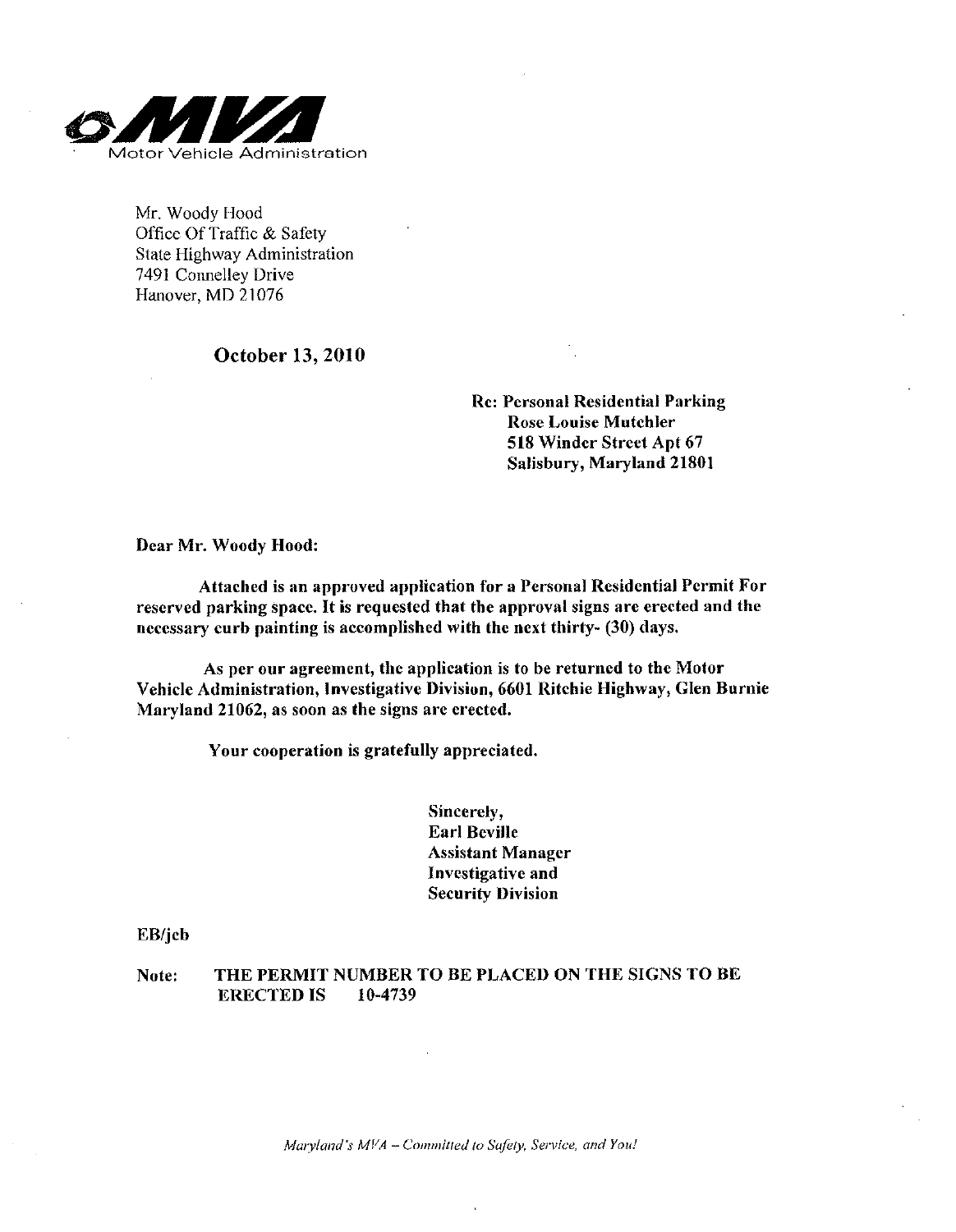**MVA**
Motor Vehicle Administration

Mr. Woody Hood
Office Of Traffic & Safety
State Highway Administration
7491 Connelley Drive
Hanover, MD 21076

**October 13, 2010**

**Re: Personal Residential Parking**
**Rose Louise Mutchler**
**518 Winder Street Apt 67**
**Salisbury, Maryland 21801**

**Dear Mr. Woody Hood:**

**Attached is an approved application for a Personal Residential Permit For reserved parking space. It is requested that the approval signs are erected and the necessary curb painting is accomplished with the next thirty- (30) days.**

**As per our agreement, the application is to be returned to the Motor Vehicle Administration, Investigative Division, 6601 Ritchie Highway, Glen Burnie Maryland 21062, as soon as the signs are erected.**

**Your cooperation is gratefully appreciated.**

**Sincerely,**
**Earl Beville**
**Assistant Manager**
**Investigative and**
**Security Division**

**EB/jcb**

**Note: THE PERMIT NUMBER TO BE PLACED ON THE SIGNS TO BE ERECTED IS 10-4739**

*Maryland's MVA – Committed to Safety, Service, and You!*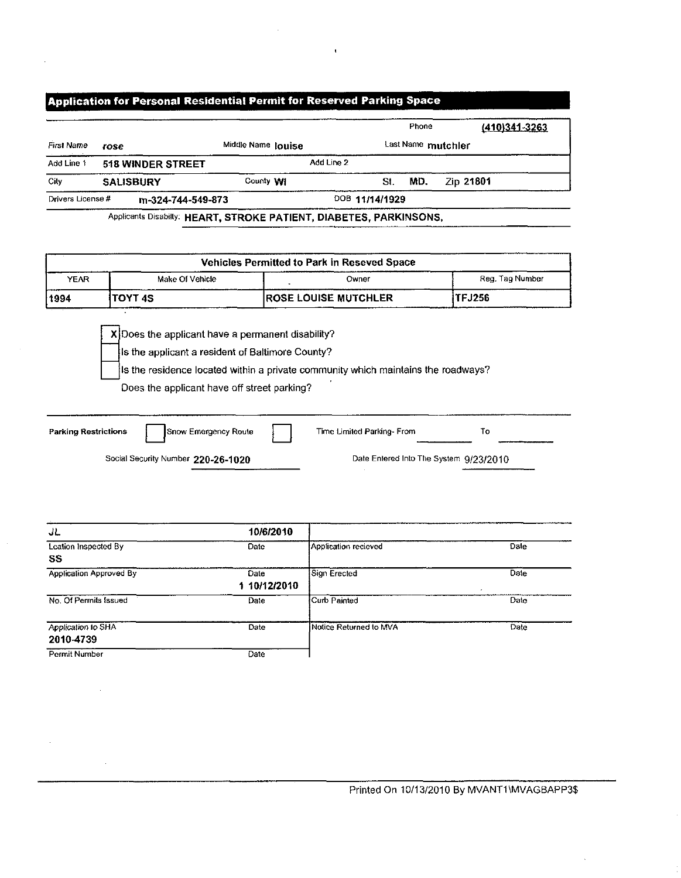## Application for Personal Residential Permit for Reserved Parking Space

Phone (410)341-3263

| | | | | | |
|---|---|---|---|---|---|
| First Name | rose | Middle Name | louise | Last Name | mutchler |
| Add Line 1 | 518 WINDER STREET | Add Line 2 | | | |
| City | SALISBURY | County | WI | St. MD. | Zip 21801 |
| Drivers License # | m-324-744-549-873 | DOB | 11/14/1929 | | |

Applicants Disabilty: HEART, STROKE PATIENT, DIABETES, PARKINSONS,

| Vehicles Permitted to Park in Reseved Space | | | |
|---|---|---|---|
| YEAR | Make Of Vehicle | Owner | Reg. Tag Number |
| 1994 | TOYT 4S | ROSE LOUISE MUTCHLER | TFJ256 |

- [X] Does the applicant have a permanent disability?
- [ ] Is the applicant a resident of Baltimore County?
- [ ] Is the residence located within a private community which maintains the roadways?

Does the applicant have off street parking?

**Parking Restrictions** [ ] Snow Emergency Route [ ] Time Limited Parking- From ______ To ______

Social Security Number 220-26-1020 Date Entered Into The System 9/23/2010

| | | | |
|---|---|---|---|
| JL | 10/6/2010 | | |
| Lcation Inspected By | Date | Application recieved | Date |
| SS | | | |
| Application Approved By | Date | Sign Erected | Date |
| 1 | 10/12/2010 | | |
| No. Of Permits Issued | Date | Curb Painted | Date |
| | | | |
| Application to SHA | Date | Notice Returned to MVA | Date |
| 2010-4739 | | | |
| Permit Number | Date | | |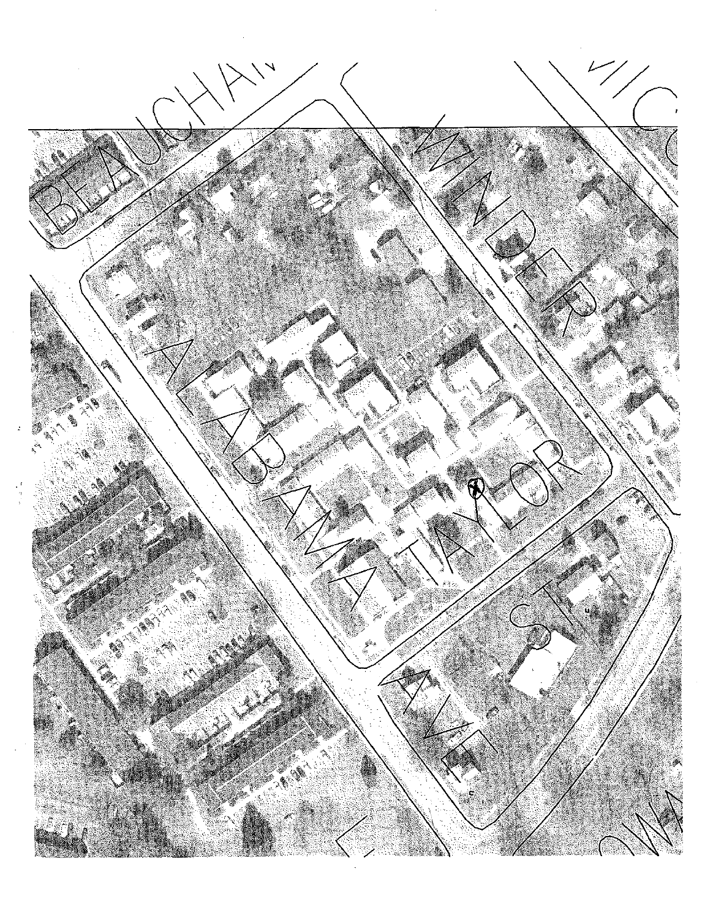BEAUCHAM

WINDER

MIC

ALABAMA

TAYLOR

AVE

ST